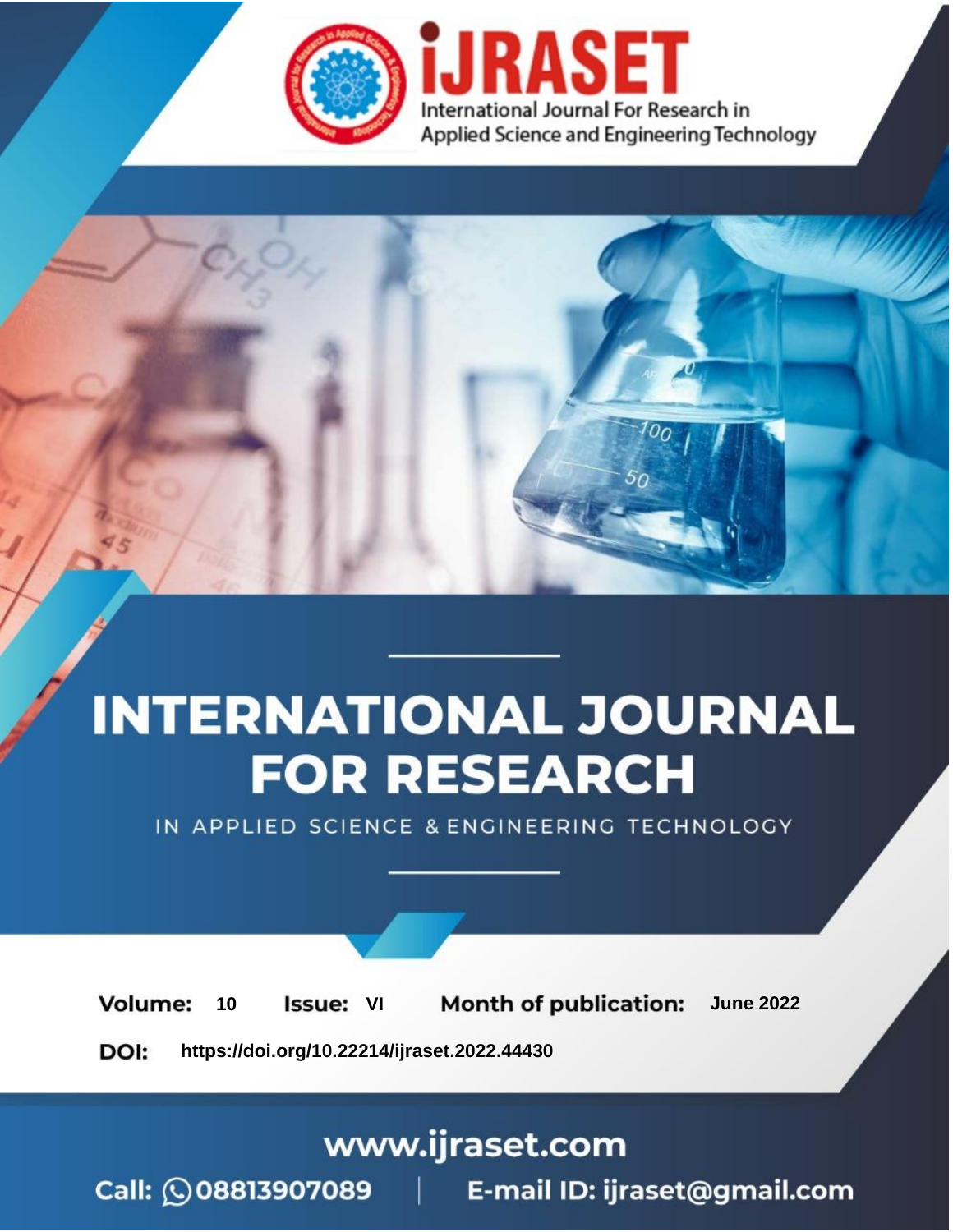iJRASET

International Journal For Research in Applied Science and Engineering Technology

# INTERNATIONAL JOURNAL FOR RESEARCH

IN APPLIED SCIENCE & ENGINEERING TECHNOLOGY

**Volume:** 10 **Issue:** VI **Month of publication:** June 2022

**DOI:** https://doi.org/10.22214/ijraset.2022.44430

www.ijraset.com

Call: 08813907089 | E-mail ID: ijraset@gmail.com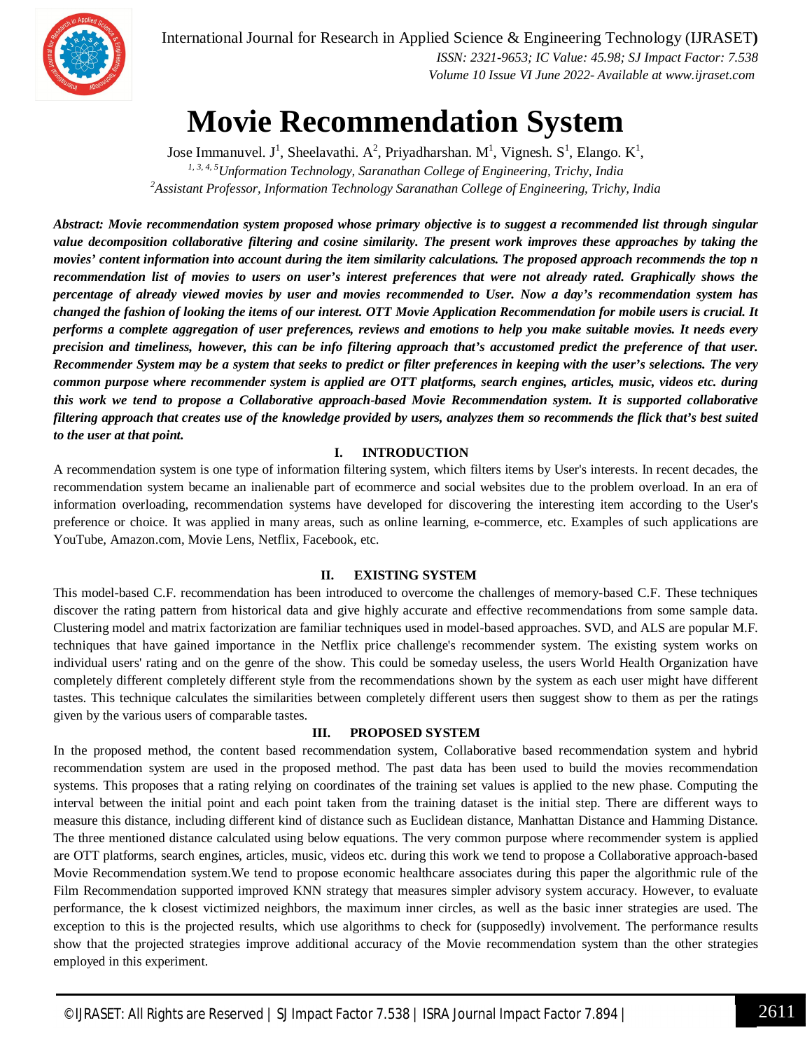# Movie Recommendation System

Jose Immanuvel. J[1], Sheelavathi. A[2], Priyadharshan. M[1], Vignesh. S[1], Elango. K[1],

[1, 3, 4, 5]*Unformation Technology, Saranathan College of Engineering, Trichy, India*

[2]*Assistant Professor, Information Technology Saranathan College of Engineering, Trichy, India*

***Abstract:** Movie recommendation system proposed whose primary objective is to suggest a recommended list through singular value decomposition collaborative filtering and cosine similarity. The present work improves these approaches by taking the movies' content information into account during the item similarity calculations. The proposed approach recommends the top n recommendation list of movies to users on user's interest preferences that were not already rated. Graphically shows the percentage of already viewed movies by user and movies recommended to User. Now a day's recommendation system has changed the fashion of looking the items of our interest. OTT Movie Application Recommendation for mobile users is crucial. It performs a complete aggregation of user preferences, reviews and emotions to help you make suitable movies. It needs every precision and timeliness, however, this can be info filtering approach that's accustomed predict the preference of that user. Recommender System may be a system that seeks to predict or filter preferences in keeping with the user's selections. The very common purpose where recommender system is applied are OTT platforms, search engines, articles, music, videos etc. during this work we tend to propose a Collaborative approach-based Movie Recommendation system. It is supported collaborative filtering approach that creates use of the knowledge provided by users, analyzes them so recommends the flick that's best suited to the user at that point.*

## I. INTRODUCTION

A recommendation system is one type of information filtering system, which filters items by User's interests. In recent decades, the recommendation system became an inalienable part of ecommerce and social websites due to the problem overload. In an era of information overloading, recommendation systems have developed for discovering the interesting item according to the User's preference or choice. It was applied in many areas, such as online learning, e-commerce, etc. Examples of such applications are YouTube, Amazon.com, Movie Lens, Netflix, Facebook, etc.

## II. EXISTING SYSTEM

This model-based C.F. recommendation has been introduced to overcome the challenges of memory-based C.F. These techniques discover the rating pattern from historical data and give highly accurate and effective recommendations from some sample data. Clustering model and matrix factorization are familiar techniques used in model-based approaches. SVD, and ALS are popular M.F. techniques that have gained importance in the Netflix price challenge's recommender system. The existing system works on individual users' rating and on the genre of the show. This could be someday useless, the users World Health Organization have completely different completely different style from the recommendations shown by the system as each user might have different tastes. This technique calculates the similarities between completely different users then suggest show to them as per the ratings given by the various users of comparable tastes.

## III. PROPOSED SYSTEM

In the proposed method, the content based recommendation system, Collaborative based recommendation system and hybrid recommendation system are used in the proposed method. The past data has been used to build the movies recommendation systems. This proposes that a rating relying on coordinates of the training set values is applied to the new phase. Computing the interval between the initial point and each point taken from the training dataset is the initial step. There are different ways to measure this distance, including different kind of distance such as Euclidean distance, Manhattan Distance and Hamming Distance. The three mentioned distance calculated using below equations. The very common purpose where recommender system is applied are OTT platforms, search engines, articles, music, videos etc. during this work we tend to propose a Collaborative approach-based Movie Recommendation system.We tend to propose economic healthcare associates during this paper the algorithmic rule of the Film Recommendation supported improved KNN strategy that measures simpler advisory system accuracy. However, to evaluate performance, the k closest victimized neighbors, the maximum inner circles, as well as the basic inner strategies are used. The exception to this is the projected results, which use algorithms to check for (supposedly) involvement. The performance results show that the projected strategies improve additional accuracy of the Movie recommendation system than the other strategies employed in this experiment.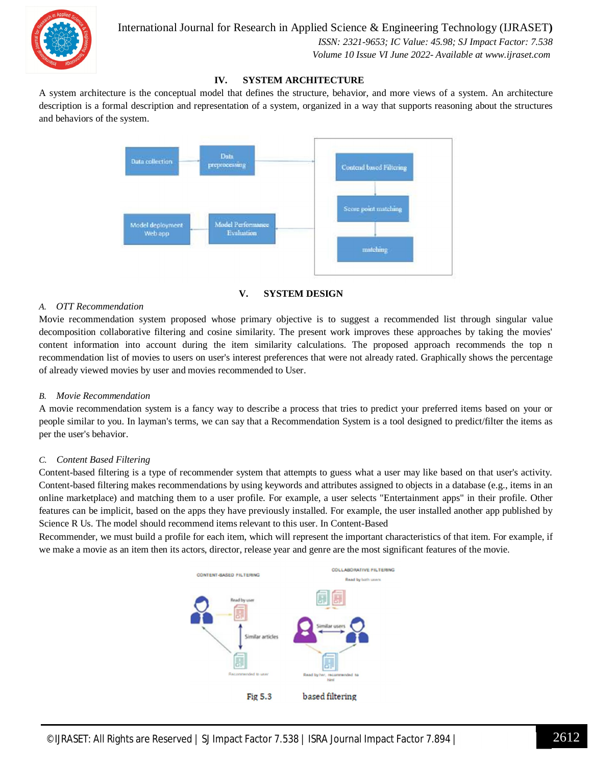## IV. SYSTEM ARCHITECTURE

A system architecture is the conceptual model that defines the structure, behavior, and more views of a system. An architecture description is a formal description and representation of a system, organized in a way that supports reasoning about the structures and behaviors of the system.

Data collection

Data preprocessing

Contend based Filtering

Score point matching

matching

Model deployment Web app

Model Performance Evaluation

## V. SYSTEM DESIGN

### *A. OTT Recommendation*

Movie recommendation system proposed whose primary objective is to suggest a recommended list through singular value decomposition collaborative filtering and cosine similarity. The present work improves these approaches by taking the movies' content information into account during the item similarity calculations. The proposed approach recommends the top n recommendation list of movies to users on user's interest preferences that were not already rated. Graphically shows the percentage of already viewed movies by user and movies recommended to User.

### *B. Movie Recommendation*

A movie recommendation system is a fancy way to describe a process that tries to predict your preferred items based on your or people similar to you. In layman's terms, we can say that a Recommendation System is a tool designed to predict/filter the items as per the user's behavior.

### *C. Content Based Filtering*

Content-based filtering is a type of recommender system that attempts to guess what a user may like based on that user's activity. Content-based filtering makes recommendations by using keywords and attributes assigned to objects in a database (e.g., items in an online marketplace) and matching them to a user profile. For example, a user selects "Entertainment apps" in their profile. Other features can be implicit, based on the apps they have previously installed. For example, the user installed another app published by Science R Us. The model should recommend items relevant to this user. In Content-Based

Recommender, we must build a profile for each item, which will represent the important characteristics of that item. For example, if we make a movie as an item then its actors, director, release year and genre are the most significant features of the movie.

CONTENT-BASED FILTERING

Read by user

Similar articles

Recommended to user

COLLABORATIVE FILTERING

Read by both users

Similar users

Read by her, recommended to him!

Fig 5.3 based filtering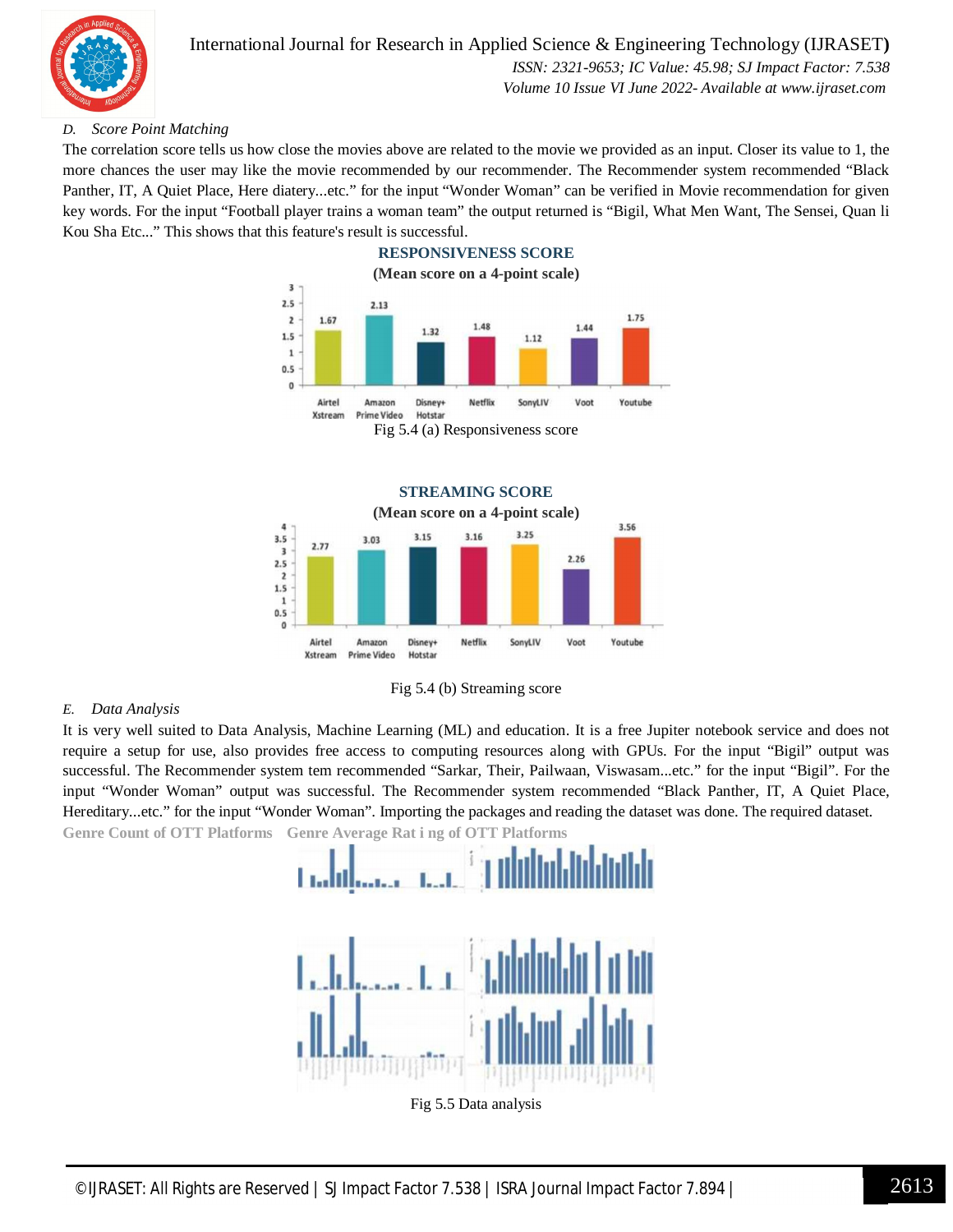### D. Score Point Matching

The correlation score tells us how close the movies above are related to the movie we provided as an input. Closer its value to 1, the more chances the user may like the movie recommended by our recommender. The Recommender system recommended "Black Panther, IT, A Quiet Place, Here diatery...etc." for the input "Wonder Woman" can be verified in Movie recommendation for given key words. For the input "Football player trains a woman team" the output returned is "Bigil, What Men Want, The Sensei, Quan li Kou Sha Etc..." This shows that this feature's result is successful.

**RESPONSIVENESS SCORE**

**(Mean score on a 4-point scale)**

| Platform | Score |
|---|---|
| Airtel Xstream | 1.67 |
| Amazon Prime Video | 2.13 |
| Disney+ Hotstar | 1.32 |
| Netflix | 1.48 |
| SonyLIV | 1.12 |
| Voot | 1.44 |
| Youtube | 1.75 |

Fig 5.4 (a) Responsiveness score

**STREAMING SCORE**

**(Mean score on a 4-point scale)**

| Platform | Score |
|---|---|
| Airtel Xstream | 2.77 |
| Amazon Prime Video | 3.03 |
| Disney+ Hotstar | 3.15 |
| Netflix | 3.16 |
| SonyLIV | 3.25 |
| Voot | 2.26 |
| Youtube | 3.56 |

Fig 5.4 (b) Streaming score

### E. Data Analysis

It is very well suited to Data Analysis, Machine Learning (ML) and education. It is a free Jupiter notebook service and does not require a setup for use, also provides free access to computing resources along with GPUs. For the input "Bigil" output was successful. The Recommender system tem recommended "Sarkar, Their, Pailwaan, Viswasam...etc." for the input "Bigil". For the input "Wonder Woman" output was successful. The Recommender system recommended "Black Panther, IT, A Quiet Place, Hereditary...etc." for the input "Wonder Woman". Importing the packages and reading the dataset was done. The required dataset.

Genre Count of OTT Platforms    Genre Average Rat i ng of OTT Platforms

Fig 5.5 Data analysis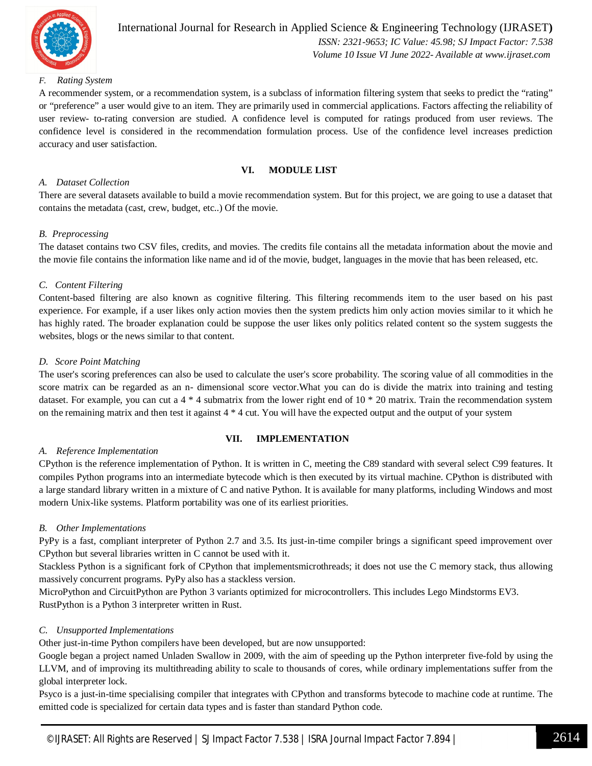### F. Rating System

A recommender system, or a recommendation system, is a subclass of information filtering system that seeks to predict the "rating" or "preference" a user would give to an item. They are primarily used in commercial applications. Factors affecting the reliability of user review- to-rating conversion are studied. A confidence level is computed for ratings produced from user reviews. The confidence level is considered in the recommendation formulation process. Use of the confidence level increases prediction accuracy and user satisfaction.

## VI. MODULE LIST

### A. Dataset Collection

There are several datasets available to build a movie recommendation system. But for this project, we are going to use a dataset that contains the metadata (cast, crew, budget, etc..) Of the movie.

### B. Preprocessing

The dataset contains two CSV files, credits, and movies. The credits file contains all the metadata information about the movie and the movie file contains the information like name and id of the movie, budget, languages in the movie that has been released, etc.

### C. Content Filtering

Content-based filtering are also known as cognitive filtering. This filtering recommends item to the user based on his past experience. For example, if a user likes only action movies then the system predicts him only action movies similar to it which he has highly rated. The broader explanation could be suppose the user likes only politics related content so the system suggests the websites, blogs or the news similar to that content.

### D. Score Point Matching

The user's scoring preferences can also be used to calculate the user's score probability. The scoring value of all commodities in the score matrix can be regarded as an n- dimensional score vector.What you can do is divide the matrix into training and testing dataset. For example, you can cut a 4 * 4 submatrix from the lower right end of 10 * 20 matrix. Train the recommendation system on the remaining matrix and then test it against 4 * 4 cut. You will have the expected output and the output of your system

## VII. IMPLEMENTATION

### A. Reference Implementation

CPython is the reference implementation of Python. It is written in C, meeting the C89 standard with several select C99 features. It compiles Python programs into an intermediate bytecode which is then executed by its virtual machine. CPython is distributed with a large standard library written in a mixture of C and native Python. It is available for many platforms, including Windows and most modern Unix-like systems. Platform portability was one of its earliest priorities.

### B. Other Implementations

PyPy is a fast, compliant interpreter of Python 2.7 and 3.5. Its just-in-time compiler brings a significant speed improvement over CPython but several libraries written in C cannot be used with it.

Stackless Python is a significant fork of CPython that implementsmicrothreads; it does not use the C memory stack, thus allowing massively concurrent programs. PyPy also has a stackless version.

MicroPython and CircuitPython are Python 3 variants optimized for microcontrollers. This includes Lego Mindstorms EV3.

RustPython is a Python 3 interpreter written in Rust.

### C. Unsupported Implementations

Other just-in-time Python compilers have been developed, but are now unsupported:

Google began a project named Unladen Swallow in 2009, with the aim of speeding up the Python interpreter five-fold by using the LLVM, and of improving its multithreading ability to scale to thousands of cores, while ordinary implementations suffer from the global interpreter lock.

Psyco is a just-in-time specialising compiler that integrates with CPython and transforms bytecode to machine code at runtime. The emitted code is specialized for certain data types and is faster than standard Python code.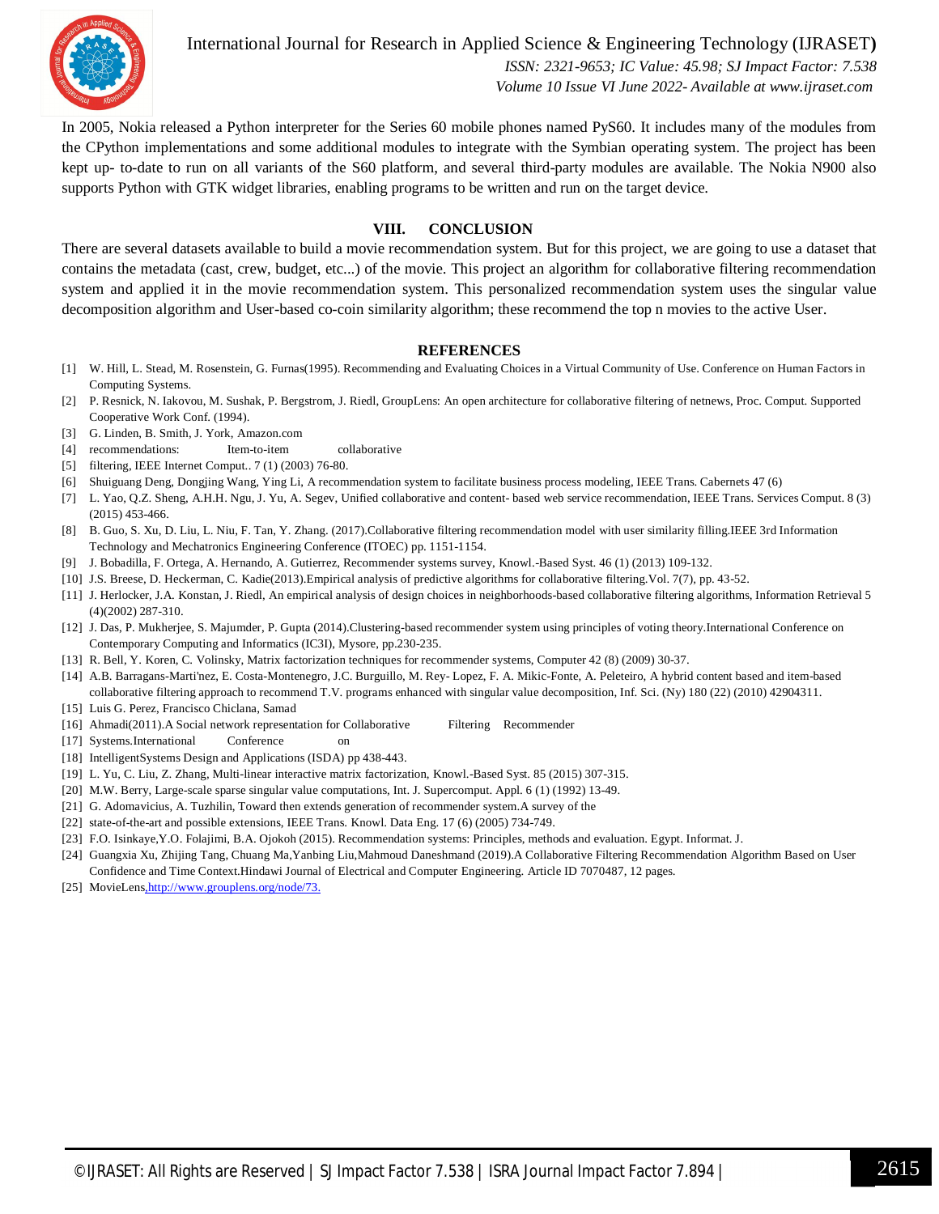In 2005, Nokia released a Python interpreter for the Series 60 mobile phones named PyS60. It includes many of the modules from the CPython implementations and some additional modules to integrate with the Symbian operating system. The project has been kept up- to-date to run on all variants of the S60 platform, and several third-party modules are available. The Nokia N900 also supports Python with GTK widget libraries, enabling programs to be written and run on the target device.

## VIII. CONCLUSION

There are several datasets available to build a movie recommendation system. But for this project, we are going to use a dataset that contains the metadata (cast, crew, budget, etc...) of the movie. This project an algorithm for collaborative filtering recommendation system and applied it in the movie recommendation system. This personalized recommendation system uses the singular value decomposition algorithm and User-based co-coin similarity algorithm; these recommend the top n movies to the active User.

## REFERENCES

[1] W. Hill, L. Stead, M. Rosenstein, G. Furnas(1995). Recommending and Evaluating Choices in a Virtual Community of Use. Conference on Human Factors in Computing Systems.

[2] P. Resnick, N. Iakovou, M. Sushak, P. Bergstrom, J. Riedl, GroupLens: An open architecture for collaborative filtering of netnews, Proc. Comput. Supported Cooperative Work Conf. (1994).

[3] G. Linden, B. Smith, J. York, Amazon.com

[4] recommendations: Item-to-item collaborative

[5] filtering, IEEE Internet Comput.. 7 (1) (2003) 76-80.

[6] Shuiguang Deng, Dongjing Wang, Ying Li, A recommendation system to facilitate business process modeling, IEEE Trans. Cabernets 47 (6)

[7] L. Yao, Q.Z. Sheng, A.H.H. Ngu, J. Yu, A. Segev, Unified collaborative and content- based web service recommendation, IEEE Trans. Services Comput. 8 (3) (2015) 453-466.

[8] B. Guo, S. Xu, D. Liu, L. Niu, F. Tan, Y. Zhang. (2017).Collaborative filtering recommendation model with user similarity filling.IEEE 3rd Information Technology and Mechatronics Engineering Conference (ITOEC) pp. 1151-1154.

[9] J. Bobadilla, F. Ortega, A. Hernando, A. Gutierrez, Recommender systems survey, Knowl.-Based Syst. 46 (1) (2013) 109-132.

[10] J.S. Breese, D. Heckerman, C. Kadie(2013).Empirical analysis of predictive algorithms for collaborative filtering.Vol. 7(7), pp. 43-52.

[11] J. Herlocker, J.A. Konstan, J. Riedl, An empirical analysis of design choices in neighborhoods-based collaborative filtering algorithms, Information Retrieval 5 (4)(2002) 287-310.

[12] J. Das, P. Mukherjee, S. Majumder, P. Gupta (2014).Clustering-based recommender system using principles of voting theory.International Conference on Contemporary Computing and Informatics (IC3I), Mysore, pp.230-235.

[13] R. Bell, Y. Koren, C. Volinsky, Matrix factorization techniques for recommender systems, Computer 42 (8) (2009) 30-37.

[14] A.B. Barragans-Marti'nez, E. Costa-Montenegro, J.C. Burguillo, M. Rey- Lopez, F. A. Mikic-Fonte, A. Peleteiro, A hybrid content based and item-based collaborative filtering approach to recommend T.V. programs enhanced with singular value decomposition, Inf. Sci. (Ny) 180 (22) (2010) 42904311.

[15] Luis G. Perez, Francisco Chiclana, Samad

[16] Ahmadi(2011).A Social network representation for Collaborative Filtering Recommender

[17] Systems.International Conference on

[18] IntelligentSystems Design and Applications (ISDA) pp 438-443.

[19] L. Yu, C. Liu, Z. Zhang, Multi-linear interactive matrix factorization, Knowl.-Based Syst. 85 (2015) 307-315.

[20] M.W. Berry, Large-scale sparse singular value computations, Int. J. Supercomput. Appl. 6 (1) (1992) 13-49.

[21] G. Adomavicius, A. Tuzhilin, Toward then extends generation of recommender system.A survey of the

[22] state-of-the-art and possible extensions, IEEE Trans. Knowl. Data Eng. 17 (6) (2005) 734-749.

[23] F.O. Isinkaye,Y.O. Folajimi, B.A. Ojokoh (2015). Recommendation systems: Principles, methods and evaluation. Egypt. Informat. J.

[24] Guangxia Xu, Zhijing Tang, Chuang Ma,Yanbing Liu,Mahmoud Daneshmand (2019).A Collaborative Filtering Recommendation Algorithm Based on User Confidence and Time Context.Hindawi Journal of Electrical and Computer Engineering. Article ID 7070487, 12 pages.

[25] MovieLens, http://www.grouplens.org/node/73.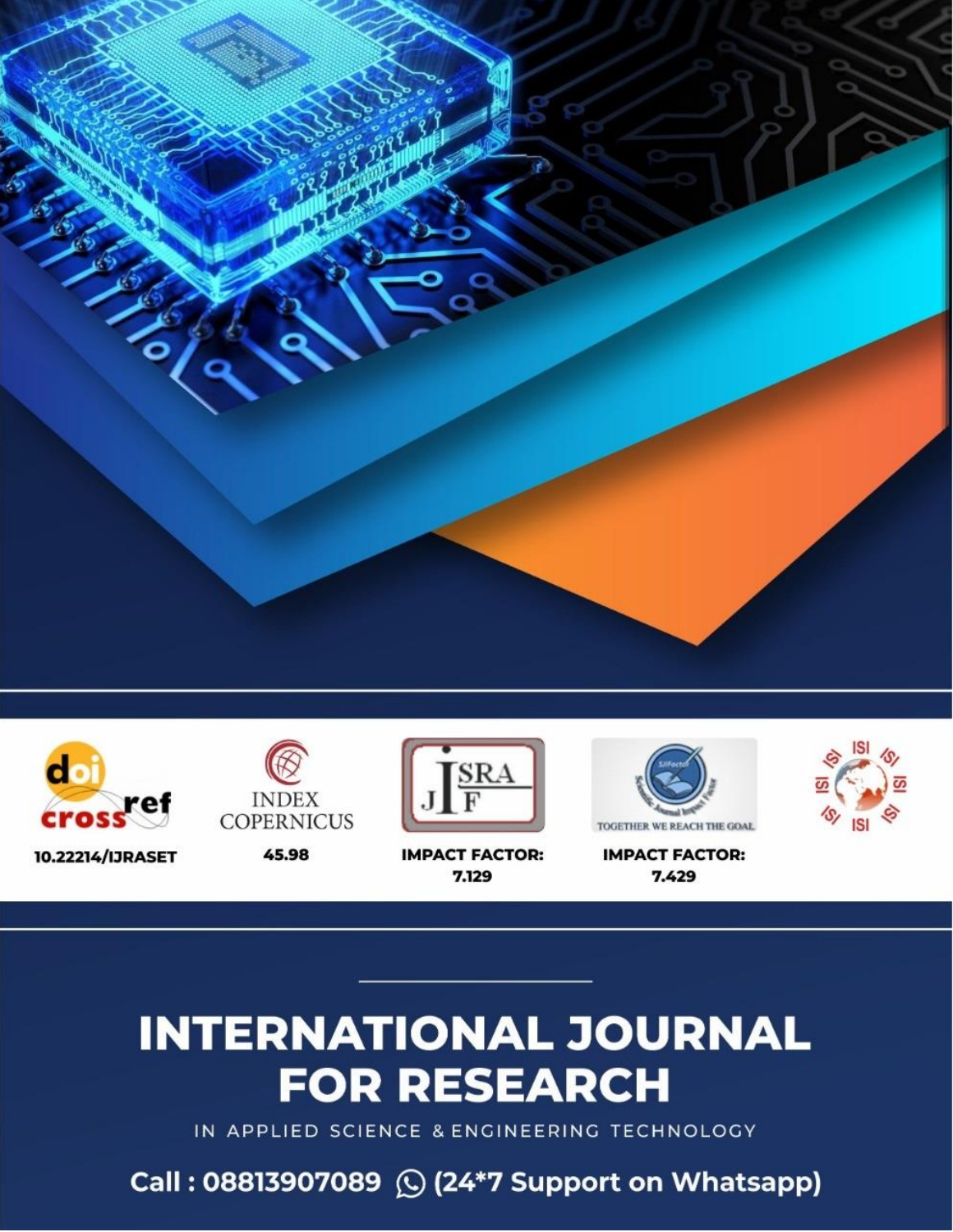10.22214/IJRASET

INDEX COPERNICUS

45.98

IMPACT FACTOR: 7.129

TOGETHER WE REACH THE GOAL

IMPACT FACTOR: 7.429

# INTERNATIONAL JOURNAL FOR RESEARCH

IN APPLIED SCIENCE & ENGINEERING TECHNOLOGY

Call : 08813907089 (24*7 Support on Whatsapp)